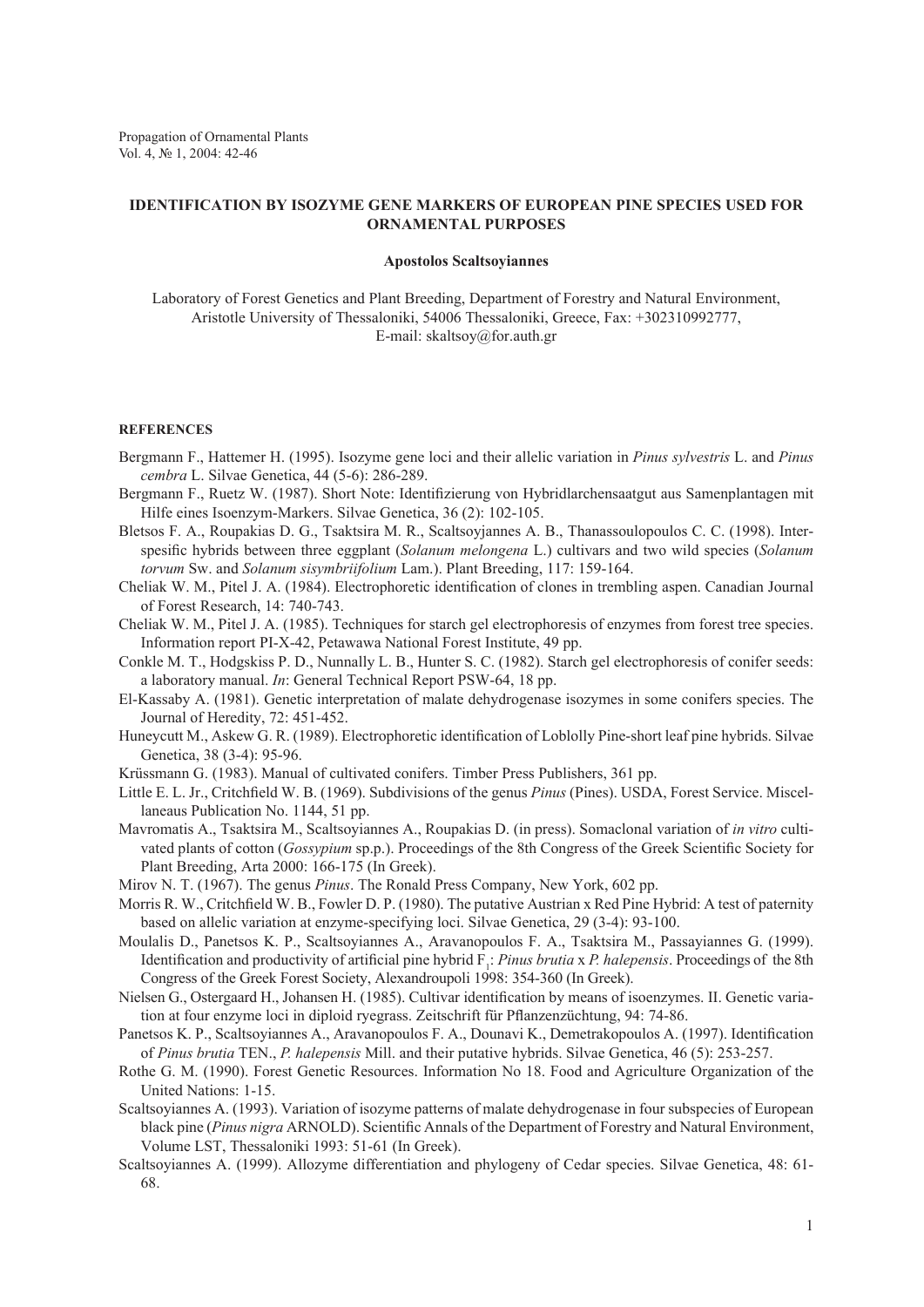# IDENTIFICATION BY ISOZYME GENE MARKERS OF EUROPEAN PINE SPECIES USED FOR ORNAMENTAL PURPOSES

**Apostolos Scaltsoyiannes**

Laboratory of Forest Genetics and Plant Breeding, Department of Forestry and Natural Environment, Aristotle University of Thessaloniki, 54006 Thessaloniki, Greece, Fax: +302310992777, E-mail: skaltsoy@for.auth.gr

## REFERENCES

Bergmann F., Hattemer H. (1995). Isozyme gene loci and their allelic variation in *Pinus sylvestris* L. and *Pinus cembra* L. Silvae Genetica, 44 (5-6): 286-289.

Bergmann F., Ruetz W. (1987). Short Note: Identifizierung von Hybridlarchensaatgut aus Samenplantagen mit Hilfe eines Isoenzym-Markers. Silvae Genetica, 36 (2): 102-105.

Bletsos F. A., Roupakias D. G., Tsaktsira M. R., Scaltsoyjannes A. B., Thanassoulopoulos C. C. (1998). Interspesific hybrids between three eggplant (*Solanum melongena* L.) cultivars and two wild species (*Solanum torvum* Sw. and *Solanum sisymbriifolium* Lam.). Plant Breeding, 117: 159-164.

Cheliak W. M., Pitel J. A. (1984). Electrophoretic identification of clones in trembling aspen. Canadian Journal of Forest Research, 14: 740-743.

Cheliak W. M., Pitel J. A. (1985). Techniques for starch gel electrophoresis of enzymes from forest tree species. Information report PI-X-42, Petawawa National Forest Institute, 49 pp.

Conkle M. T., Hodgskiss P. D., Nunnally L. B., Hunter S. C. (1982). Starch gel electrophoresis of conifer seeds: a laboratory manual. *In*: General Technical Report PSW-64, 18 pp.

El-Kassaby A. (1981). Genetic interpretation of malate dehydrogenase isozymes in some conifers species. The Journal of Heredity, 72: 451-452.

Huneycutt M., Askew G. R. (1989). Electrophoretic identification of Loblolly Pine-short leaf pine hybrids. Silvae Genetica, 38 (3-4): 95-96.

Krüssmann G. (1983). Manual of cultivated conifers. Timber Press Publishers, 361 pp.

Little E. L. Jr., Critchfield W. B. (1969). Subdivisions of the genus *Pinus* (Pines). USDA, Forest Service. Miscellaneaus Publication No. 1144, 51 pp.

Mavromatis A., Tsaktsira M., Scaltsoyiannes A., Roupakias D. (in press). Somaclonal variation of *in vitro* cultivated plants of cotton (*Gossypium* sp.p.). Proceedings of the 8th Congress of the Greek Scientific Society for Plant Breeding, Arta 2000: 166-175 (In Greek).

Mirov N. T. (1967). The genus *Pinus*. The Ronald Press Company, New York, 602 pp.

Morris R. W., Critchfield W. B., Fowler D. P. (1980). The putative Austrian x Red Pine Hybrid: A test of paternity based on allelic variation at enzyme-specifying loci. Silvae Genetica, 29 (3-4): 93-100.

Moulalis D., Panetsos K. P., Scaltsoyiannes A., Aravanopoulos F. A., Tsaktsira M., Passayiannes G. (1999). Identification and productivity of artificial pine hybrid $F_1$: *Pinus brutia* x *P. halepensis*. Proceedings of the 8th Congress of the Greek Forest Society, Alexandroupoli 1998: 354-360 (In Greek).

Nielsen G., Ostergaard H., Johansen H. (1985). Cultivar identification by means of isoenzymes. II. Genetic variation at four enzyme loci in diploid ryegrass. Zeitschrift für Pflanzenzüchtung, 94: 74-86.

Panetsos K. P., Scaltsoyiannes A., Aravanopoulos F. A., Dounavi K., Demetrakopoulos A. (1997). Identification of *Pinus brutia* TEN., *P. halepensis* Mill. and their putative hybrids. Silvae Genetica, 46 (5): 253-257.

Rothe G. M. (1990). Forest Genetic Resources. Information No 18. Food and Agriculture Organization of the United Nations: 1-15.

Scaltsoyiannes A. (1993). Variation of isozyme patterns of malate dehydrogenase in four subspecies of European black pine (*Pinus nigra* ARNOLD). Scientific Annals of the Department of Forestry and Natural Environment, Volume LST, Thessaloniki 1993: 51-61 (In Greek).

Scaltsoyiannes A. (1999). Allozyme differentiation and phylogeny of Cedar species. Silvae Genetica, 48: 61-68.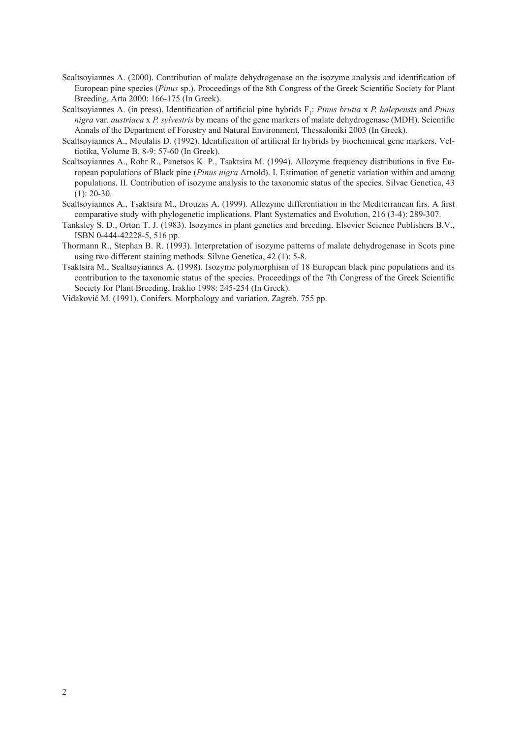Scaltsoyiannes A. (2000). Contribution of malate dehydrogenase on the isozyme analysis and identification of European pine species (*Pinus* sp.). Proceedings of the 8th Congress of the Greek Scientific Society for Plant Breeding, Arta 2000: 166-175 (In Greek).

Scaltsoyiannes A. (in press). Identification of artificial pine hybrids $F_1$: *Pinus brutia* x *P. halepensis* and *Pinus nigra* var. *austriaca* x *P. sylvestris* by means of the gene markers of malate dehydrogenase (MDH). Scientific Annals of the Department of Forestry and Natural Environment, Thessaloniki 2003 (In Greek).

Scaltsoyiannes A., Moulalis D. (1992). Identification of artificial fir hybrids by biochemical gene markers. Veltiotika, Volume B, 8-9: 57-60 (In Greek).

Scaltsoyiannes A., Rohr R., Panetsos K. P., Tsaktsira M. (1994). Allozyme frequency distributions in five European populations of Black pine (*Pinus nigra* Arnold). I. Estimation of genetic variation within and among populations. II. Contribution of isozyme analysis to the taxonomic status of the species. Silvae Genetica, 43 (1): 20-30.

Scaltsoyiannes A., Tsaktsira M., Drouzas A. (1999). Allozyme differentiation in the Mediterranean firs. A first comparative study with phylogenetic implications. Plant Systematics and Evolution, 216 (3-4): 289-307.

Tanksley S. D., Orton T. J. (1983). Isozymes in plant genetics and breeding. Elsevier Science Publishers B.V., ISBN 0-444-42228-5, 516 pp.

Thormann R., Stephan B. R. (1993). Interpretation of isozyme patterns of malate dehydrogenase in Scots pine using two different staining methods. Silvae Genetica, 42 (1): 5-8.

Tsaktsira M., Scaltsoyiannes A. (1998). Isozyme polymorphism of 18 European black pine populations and its contribution to the taxonomic status of the species. Proceedings of the 7th Congress of the Greek Scientific Society for Plant Breeding, Iraklio 1998: 245-254 (In Greek).

Vidaković M. (1991). Conifers. Morphology and variation. Zagreb. 755 pp.